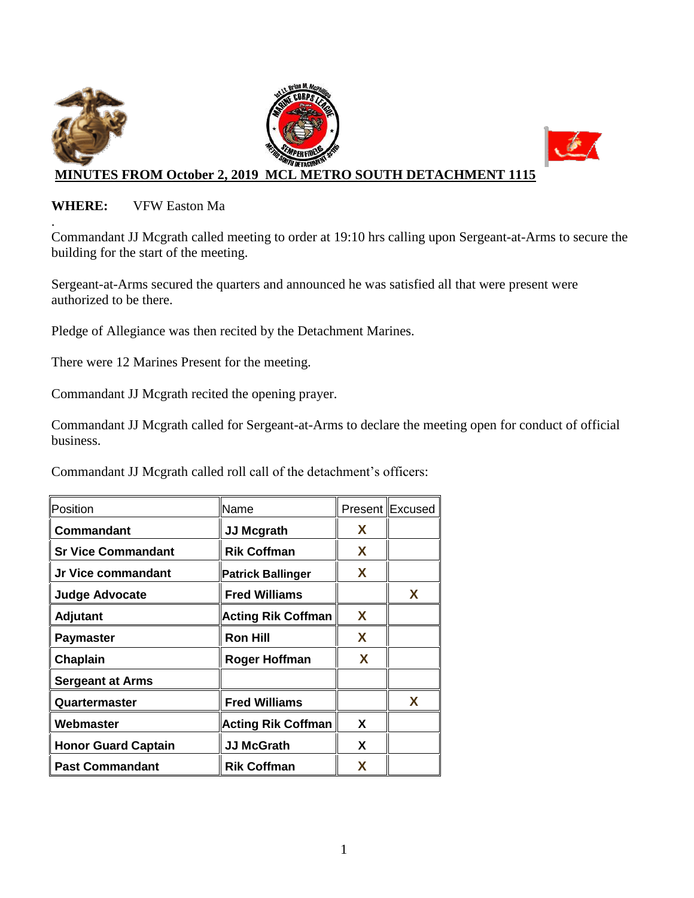**MINUTES FROM October 2, 2019 MCL METRO SOUTH DETACHMENT 1115**

**WHERE:** VFW Easton Ma

.

Commandant JJ Mcgrath called meeting to order at 19:10 hrs calling upon Sergeant-at-Arms to secure the building for the start of the meeting.

Sergeant-at-Arms secured the quarters and announced he was satisfied all that were present were authorized to be there.

Pledge of Allegiance was then recited by the Detachment Marines.

There were 12 Marines Present for the meeting.

Commandant JJ Mcgrath recited the opening prayer.

Commandant JJ Mcgrath called for Sergeant-at-Arms to declare the meeting open for conduct of official business.

Commandant JJ Mcgrath called roll call of the detachment's officers:

| Position | Name | Present | Excused |
|---|---|---|---|
| **Commandant** | **JJ Mcgrath** | **X** | |
| **Sr Vice Commandant** | **Rik Coffman** | **X** | |
| **Jr Vice commandant** | **Patrick Ballinger** | **X** | |
| **Judge Advocate** | **Fred Williams** | | **X** |
| **Adjutant** | **Acting Rik Coffman** | **X** | |
| **Paymaster** | **Ron Hill** | **X** | |
| **Chaplain** | **Roger Hoffman** | **X** | |
| **Sergeant at Arms** | | | |
| **Quartermaster** | **Fred Williams** | | **X** |
| **Webmaster** | **Acting Rik Coffman** | **X** | |
| **Honor Guard Captain** | **JJ McGrath** | **X** | |
| **Past Commandant** | **Rik Coffman** | **X** | |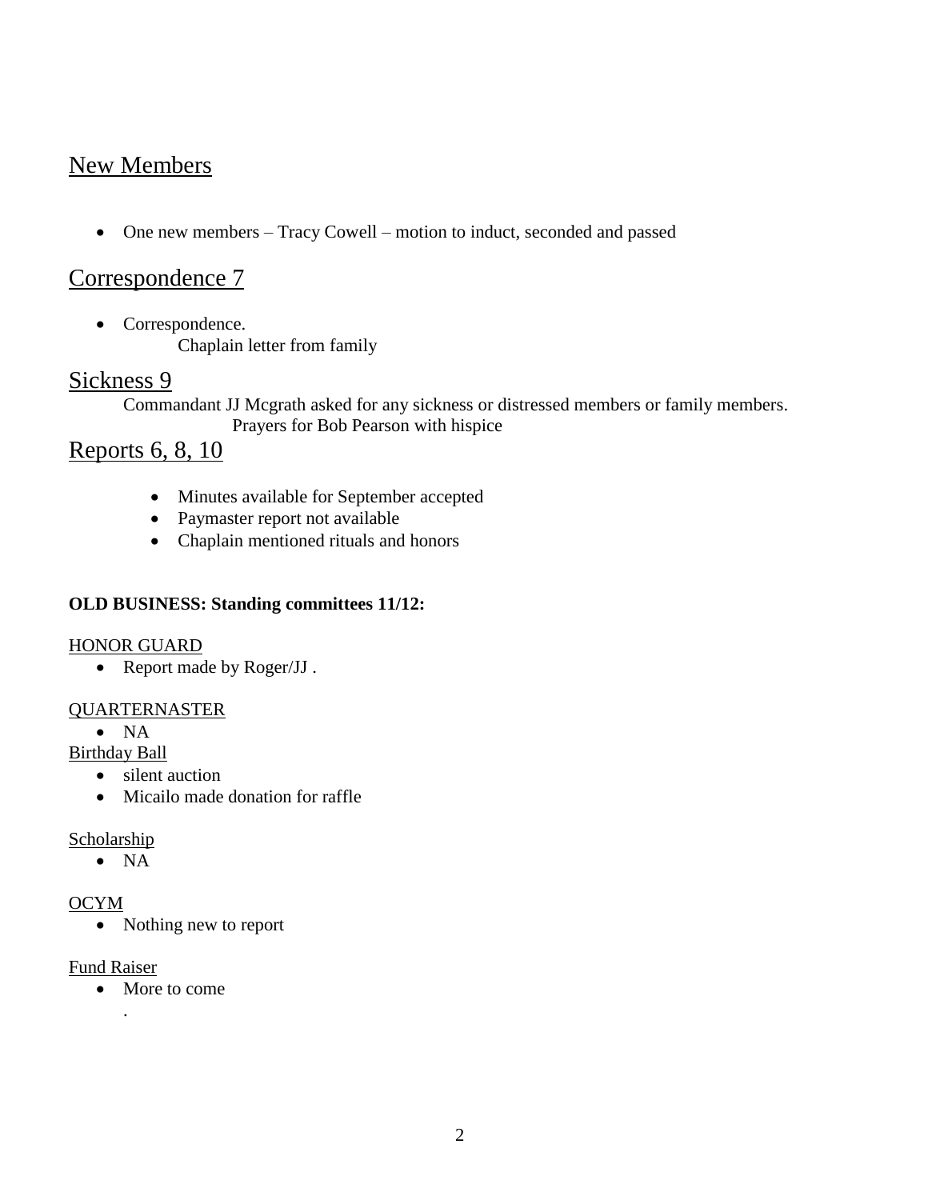## New Members

- One new members – Tracy Cowell – motion to induct, seconded and passed

## Correspondence 7

- Correspondence.
  Chaplain letter from family

## Sickness 9

Commandant JJ Mcgrath asked for any sickness or distressed members or family members.
Prayers for Bob Pearson with hispice

## Reports 6, 8, 10

- Minutes available for September accepted
- Paymaster report not available
- Chaplain mentioned rituals and honors

**OLD BUSINESS: Standing committees 11/12:**

HONOR GUARD

- Report made by Roger/JJ .

QUARTERNASTER

- NA

Birthday Ball

- silent auction
- Micailo made donation for raffle

Scholarship

- NA

OCYM

- Nothing new to report

Fund Raiser

- More to come

.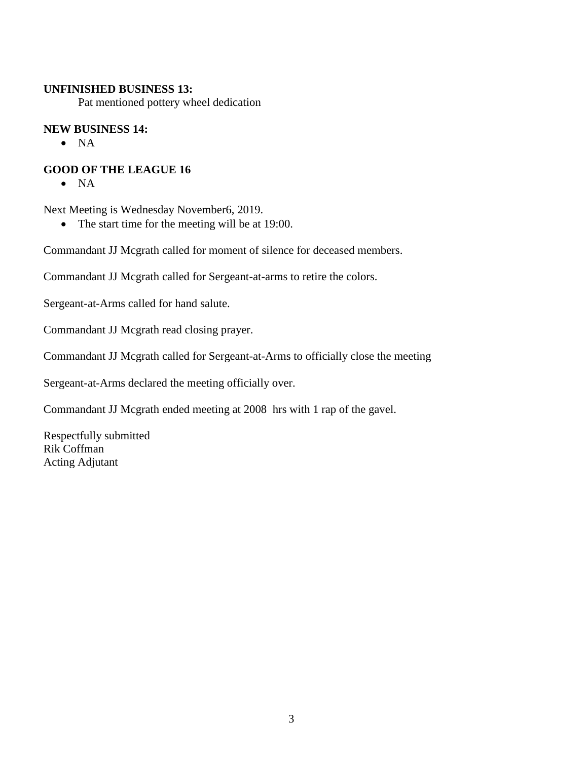**UNFINISHED BUSINESS 13:**

Pat mentioned pottery wheel dedication

**NEW BUSINESS 14:**

- NA

**GOOD OF THE LEAGUE 16**

- NA

Next Meeting is Wednesday November6, 2019.

- The start time for the meeting will be at 19:00.

Commandant JJ Mcgrath called for moment of silence for deceased members.

Commandant JJ Mcgrath called for Sergeant-at-arms to retire the colors.

Sergeant-at-Arms called for hand salute.

Commandant JJ Mcgrath read closing prayer.

Commandant JJ Mcgrath called for Sergeant-at-Arms to officially close the meeting

Sergeant-at-Arms declared the meeting officially over.

Commandant JJ Mcgrath ended meeting at 2008 hrs with 1 rap of the gavel.

Respectfully submitted
Rik Coffman
Acting Adjutant